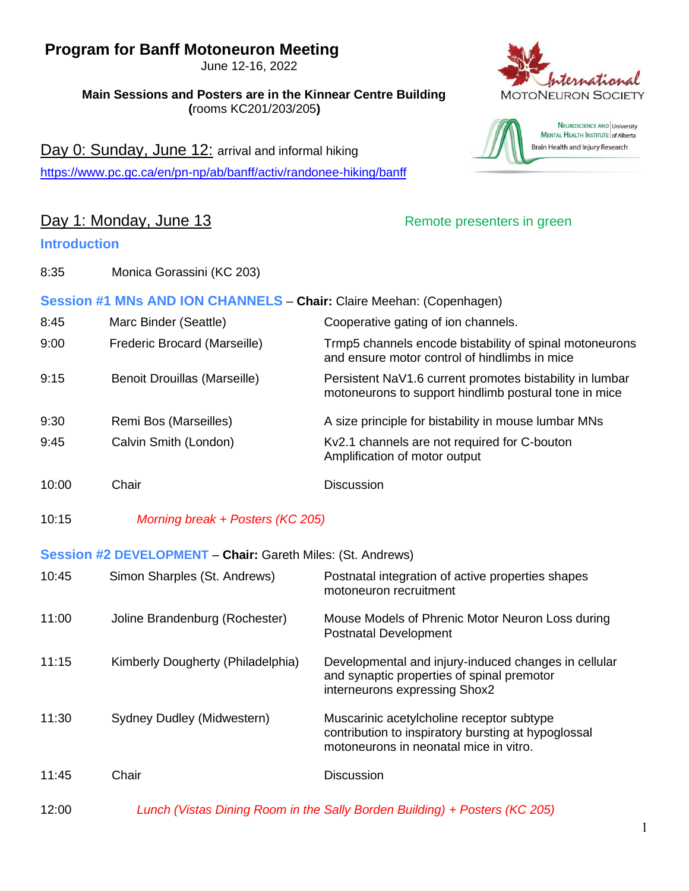# Program for Banff Motoneuron Meeting

June 12-16, 2022

**Main Sessions and Posters are in the Kinnear Centre Building (**rooms KC201/203/205**)**

International MotoNeuron Society

Neuroscience and Mental Health Institute | University of Alberta
Brain Health and Injury Research

## Day 0: Sunday, June 12: arrival and informal hiking

https://www.pc.gc.ca/en/pn-np/ab/banff/activ/randonee-hiking/banff

## Day 1: Monday, June 13

Remote presenters in green

### Introduction

| | | |
|---|---|---|
| 8:35 | Monica Gorassini (KC 203) | |

### Session #1 MNs AND ION CHANNELS – **Chair:** Claire Meehan: (Copenhagen)

| | | |
|---|---|---|
| 8:45 | Marc Binder (Seattle) | Cooperative gating of ion channels. |
| 9:00 | Frederic Brocard (Marseille) | Trmp5 channels encode bistability of spinal motoneurons and ensure motor control of hindlimbs in mice |
| 9:15 | Benoit Drouillas (Marseille) | Persistent NaV1.6 current promotes bistability in lumbar motoneurons to support hindlimb postural tone in mice |
| 9:30 | Remi Bos (Marseilles) | A size principle for bistability in mouse lumbar MNs |
| 9:45 | Calvin Smith (London) | Kv2.1 channels are not required for C-bouton Amplification of motor output |
| 10:00 | Chair | Discussion |
| 10:15 | *Morning break + Posters (KC 205)* | |

### Session #2 DEVELOPMENT – **Chair:** Gareth Miles: (St. Andrews)

| | | |
|---|---|---|
| 10:45 | Simon Sharples (St. Andrews) | Postnatal integration of active properties shapes motoneuron recruitment |
| 11:00 | Joline Brandenburg (Rochester) | Mouse Models of Phrenic Motor Neuron Loss during Postnatal Development |
| 11:15 | Kimberly Dougherty (Philadelphia) | Developmental and injury-induced changes in cellular and synaptic properties of spinal premotor interneurons expressing Shox2 |
| 11:30 | Sydney Dudley (Midwestern) | Muscarinic acetylcholine receptor subtype contribution to inspiratory bursting at hypoglossal motoneurons in neonatal mice in vitro. |
| 11:45 | Chair | Discussion |
| 12:00 | *Lunch (Vistas Dining Room in the Sally Borden Building) + Posters (KC 205)* | |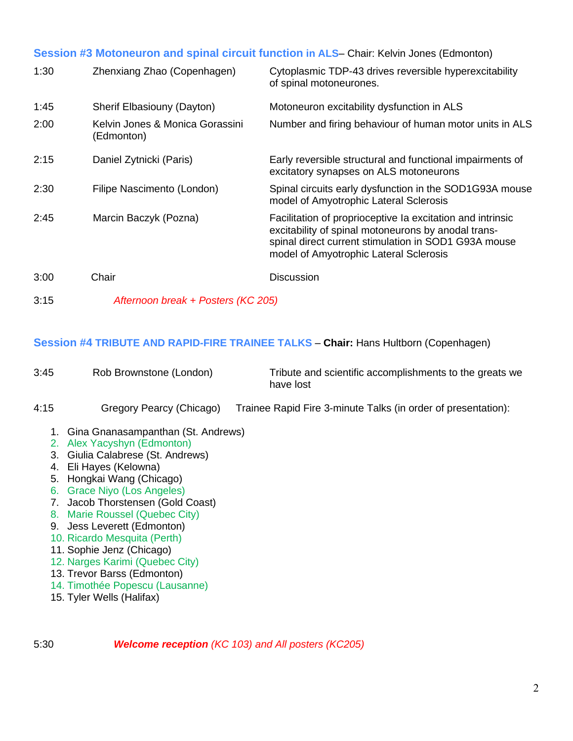## Session #3 Motoneuron and spinal circuit function in ALS– Chair: Kelvin Jones (Edmonton)

| | | |
|---|---|---|
| 1:30 | Zhenxiang Zhao (Copenhagen) | Cytoplasmic TDP-43 drives reversible hyperexcitability of spinal motoneurones. |
| 1:45 | Sherif Elbasiouny (Dayton) | Motoneuron excitability dysfunction in ALS |
| 2:00 | Kelvin Jones & Monica Gorassini (Edmonton) | Number and firing behaviour of human motor units in ALS |
| 2:15 | Daniel Zytnicki (Paris) | Early reversible structural and functional impairments of excitatory synapses on ALS motoneurons |
| 2:30 | Filipe Nascimento (London) | Spinal circuits early dysfunction in the SOD1G93A mouse model of Amyotrophic Lateral Sclerosis |
| 2:45 | Marcin Baczyk (Pozna) | Facilitation of proprioceptive Ia excitation and intrinsic excitability of spinal motoneurons by anodal trans-spinal direct current stimulation in SOD1 G93A mouse model of Amyotrophic Lateral Sclerosis |
| 3:00 | Chair | Discussion |
| 3:15 | *Afternoon break + Posters (KC 205)* | |

## Session #4 TRIBUTE AND RAPID-FIRE TRAINEE TALKS – **Chair:** Hans Hultborn (Copenhagen)

| | | |
|---|---|---|
| 3:45 | Rob Brownstone (London) | Tribute and scientific accomplishments to the greats we have lost |
| 4:15 | Gregory Pearcy (Chicago) | Trainee Rapid Fire 3-minute Talks (in order of presentation): |

1. Gina Gnanasampanthan (St. Andrews)
2. Alex Yacyshyn (Edmonton)
3. Giulia Calabrese (St. Andrews)
4. Eli Hayes (Kelowna)
5. Hongkai Wang (Chicago)
6. Grace Niyo (Los Angeles)
7. Jacob Thorstensen (Gold Coast)
8. Marie Roussel (Quebec City)
9. Jess Leverett (Edmonton)
10. Ricardo Mesquita (Perth)
11. Sophie Jenz (Chicago)
12. Narges Karimi (Quebec City)
13. Trevor Barss (Edmonton)
14. Timothée Popescu (Lausanne)
15. Tyler Wells (Halifax)

5:30 ***Welcome reception*** *(KC 103) and All posters (KC205)*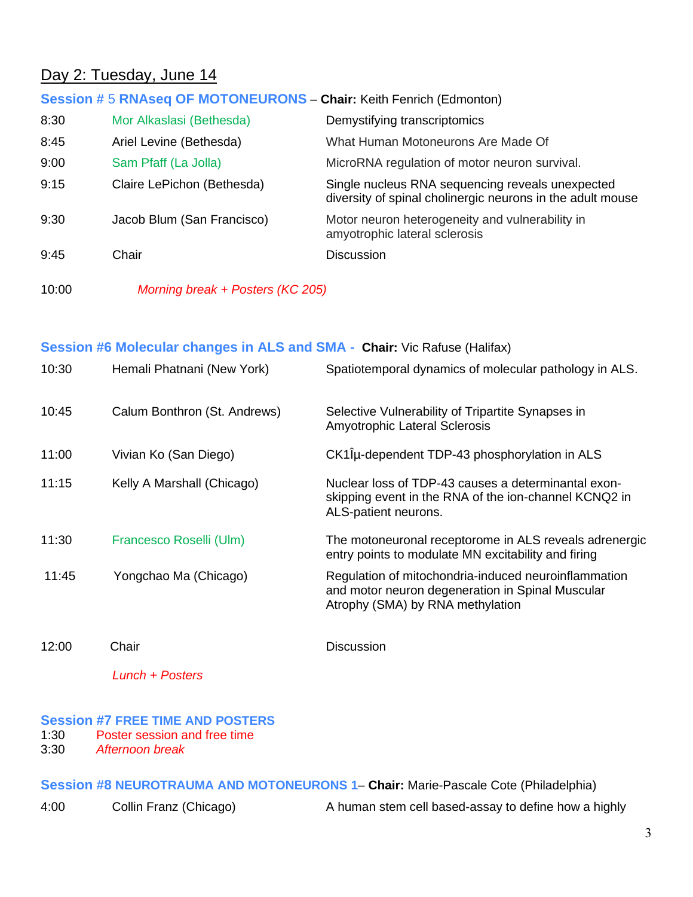## Day 2: Tuesday, June 14

### Session # 5 RNAseq OF MOTONEURONS – **Chair:** Keith Fenrich (Edmonton)

| | | |
|---|---|---|
| 8:30 | Mor Alkaslasi (Bethesda) | Demystifying transcriptomics |
| 8:45 | Ariel Levine (Bethesda) | What Human Motoneurons Are Made Of |
| 9:00 | Sam Pfaff (La Jolla) | MicroRNA regulation of motor neuron survival. |
| 9:15 | Claire LePichon (Bethesda) | Single nucleus RNA sequencing reveals unexpected diversity of spinal cholinergic neurons in the adult mouse |
| 9:30 | Jacob Blum (San Francisco) | Motor neuron heterogeneity and vulnerability in amyotrophic lateral sclerosis |
| 9:45 | Chair | Discussion |

10:00 *Morning break + Posters (KC 205)*

### Session #6 Molecular changes in ALS and SMA - **Chair:** Vic Rafuse (Halifax)

| | | |
|---|---|---|
| 10:30 | Hemali Phatnani (New York) | Spatiotemporal dynamics of molecular pathology in ALS. |
| 10:45 | Calum Bonthron (St. Andrews) | Selective Vulnerability of Tripartite Synapses in Amyotrophic Lateral Sclerosis |
| 11:00 | Vivian Ko (San Diego) | CK1Îµ-dependent TDP-43 phosphorylation in ALS |
| 11:15 | Kelly A Marshall (Chicago) | Nuclear loss of TDP-43 causes a determinantal exon-skipping event in the RNA of the ion-channel KCNQ2 in ALS-patient neurons. |
| 11:30 | Francesco Roselli (Ulm) | The motoneuronal receptorome in ALS reveals adrenergic entry points to modulate MN excitability and firing |
| 11:45 | Yongchao Ma (Chicago) | Regulation of mitochondria-induced neuroinflammation and motor neuron degeneration in Spinal Muscular Atrophy (SMA) by RNA methylation |
| 12:00 | Chair | Discussion |

*Lunch + Posters*

### Session #7 FREE TIME AND POSTERS

1:30 Poster session and free time
3:30 *Afternoon break*

### Session #8 NEUROTRAUMA AND MOTONEURONS 1– **Chair:** Marie-Pascale Cote (Philadelphia)

| | | |
|---|---|---|
| 4:00 | Collin Franz (Chicago) | A human stem cell based-assay to define how a highly |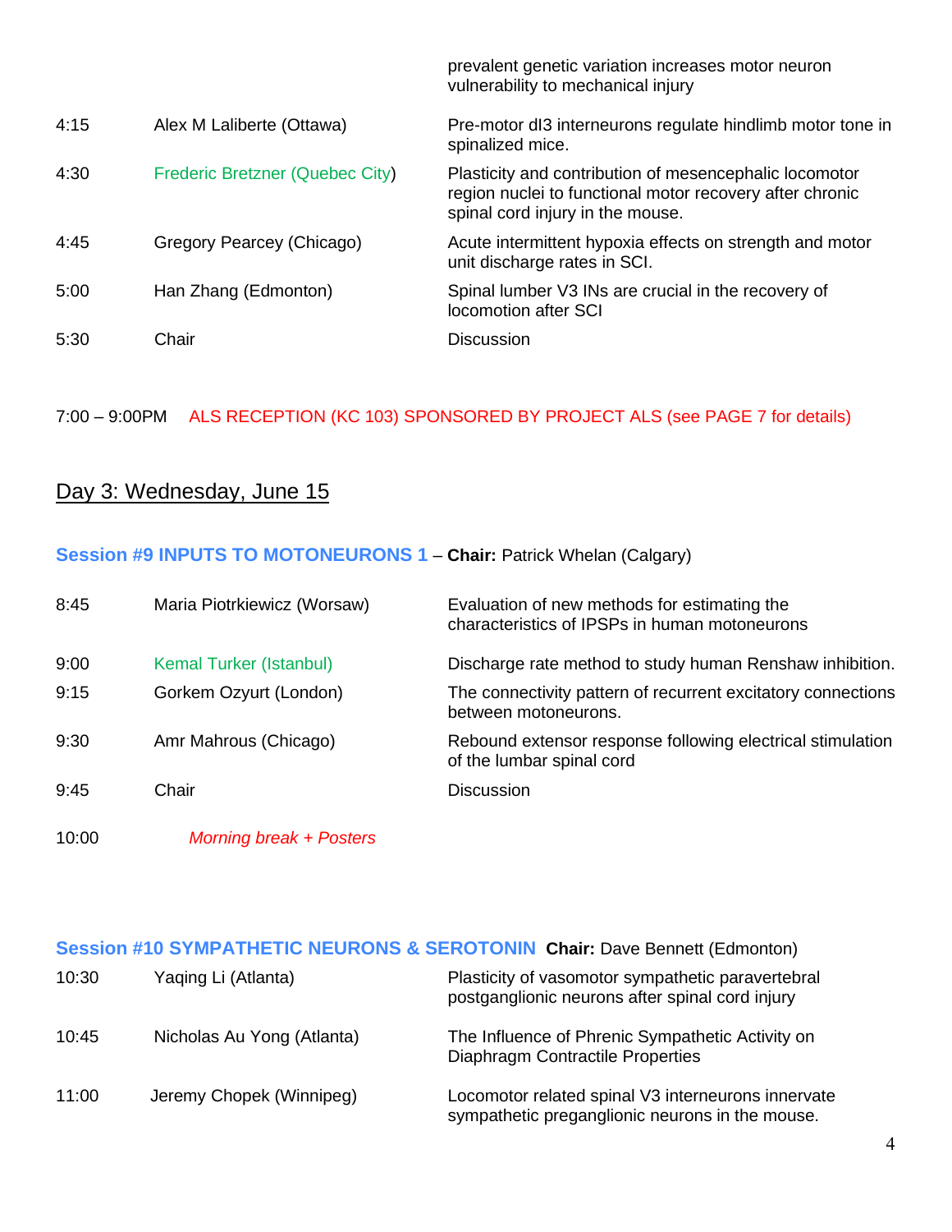| | | |
|---|---|---|
| | | prevalent genetic variation increases motor neuron vulnerability to mechanical injury |
| 4:15 | Alex M Laliberte (Ottawa) | Pre-motor dI3 interneurons regulate hindlimb motor tone in spinalized mice. |
| 4:30 | Frederic Bretzner (Quebec City) | Plasticity and contribution of mesencephalic locomotor region nuclei to functional motor recovery after chronic spinal cord injury in the mouse. |
| 4:45 | Gregory Pearcey (Chicago) | Acute intermittent hypoxia effects on strength and motor unit discharge rates in SCI. |
| 5:00 | Han Zhang (Edmonton) | Spinal lumber V3 INs are crucial in the recovery of locomotion after SCI |
| 5:30 | Chair | Discussion |

7:00 – 9:00PM ALS RECEPTION (KC 103) SPONSORED BY PROJECT ALS (see PAGE 7 for details)

## Day 3: Wednesday, June 15

### Session #9 INPUTS TO MOTONEURONS 1 – **Chair:** Patrick Whelan (Calgary)

| | | |
|---|---|---|
| 8:45 | Maria Piotrkiewicz (Worsaw) | Evaluation of new methods for estimating the characteristics of IPSPs in human motoneurons |
| 9:00 | Kemal Turker (Istanbul) | Discharge rate method to study human Renshaw inhibition. |
| 9:15 | Gorkem Ozyurt (London) | The connectivity pattern of recurrent excitatory connections between motoneurons. |
| 9:30 | Amr Mahrous (Chicago) | Rebound extensor response following electrical stimulation of the lumbar spinal cord |
| 9:45 | Chair | Discussion |
| 10:00 | *Morning break + Posters* | |

### Session #10 SYMPATHETIC NEURONS & SEROTONIN **Chair:** Dave Bennett (Edmonton)

| | | |
|---|---|---|
| 10:30 | Yaqing Li (Atlanta) | Plasticity of vasomotor sympathetic paravertebral postganglionic neurons after spinal cord injury |
| 10:45 | Nicholas Au Yong (Atlanta) | The Influence of Phrenic Sympathetic Activity on Diaphragm Contractile Properties |
| 11:00 | Jeremy Chopek (Winnipeg) | Locomotor related spinal V3 interneurons innervate sympathetic preganglionic neurons in the mouse. |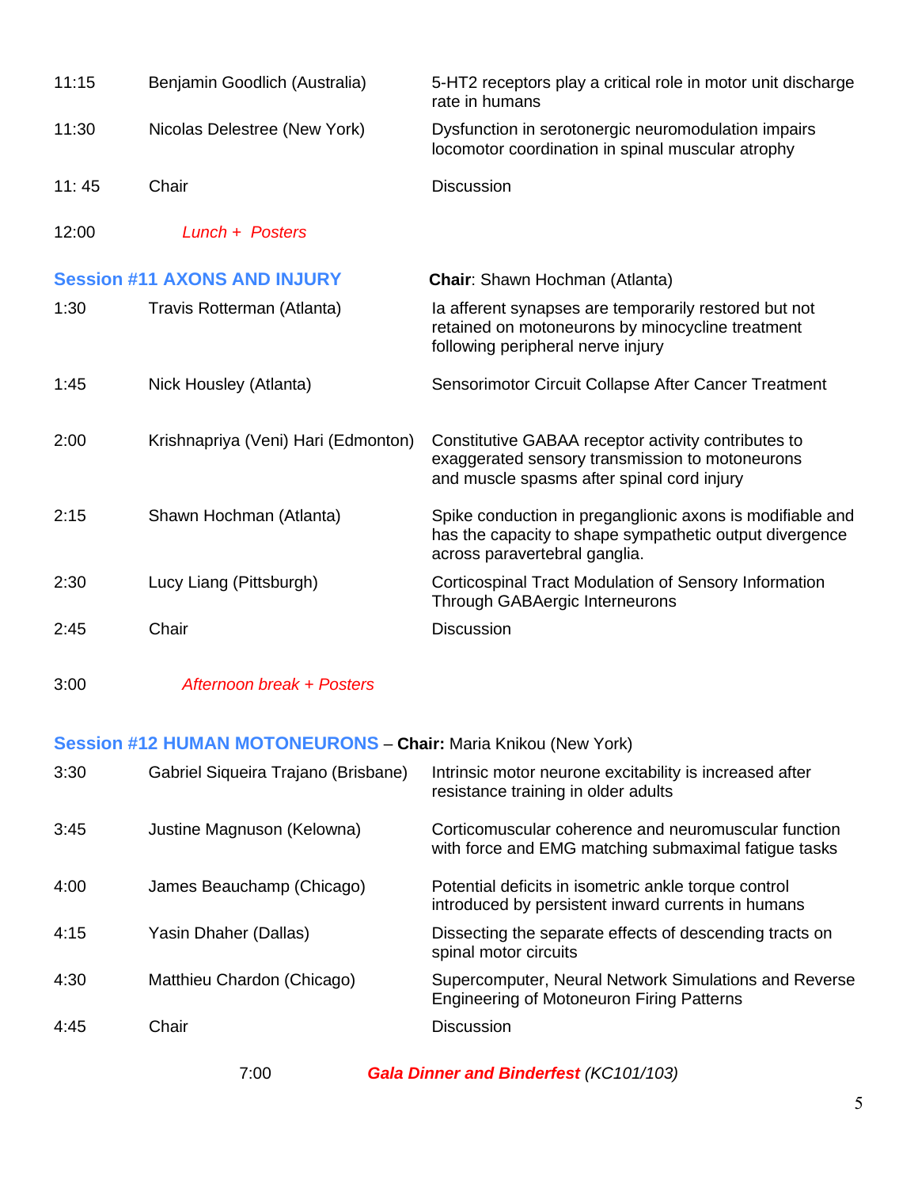| | | |
|---|---|---|
| 11:15 | Benjamin Goodlich (Australia) | 5-HT2 receptors play a critical role in motor unit discharge rate in humans |
| 11:30 | Nicolas Delestree (New York) | Dysfunction in serotonergic neuromodulation impairs locomotor coordination in spinal muscular atrophy |
| 11: 45 | Chair | Discussion |
| 12:00 | *Lunch + Posters* | |

## Session #11 AXONS AND INJURY

**Chair**: Shawn Hochman (Atlanta)

| | | |
|---|---|---|
| 1:30 | Travis Rotterman (Atlanta) | Ia afferent synapses are temporarily restored but not retained on motoneurons by minocycline treatment following peripheral nerve injury |
| 1:45 | Nick Housley (Atlanta) | Sensorimotor Circuit Collapse After Cancer Treatment |
| 2:00 | Krishnapriya (Veni) Hari (Edmonton) | Constitutive GABAA receptor activity contributes to exaggerated sensory transmission to motoneurons and muscle spasms after spinal cord injury |
| 2:15 | Shawn Hochman (Atlanta) | Spike conduction in preganglionic axons is modifiable and has the capacity to shape sympathetic output divergence across paravertebral ganglia. |
| 2:30 | Lucy Liang (Pittsburgh) | Corticospinal Tract Modulation of Sensory Information Through GABAergic Interneurons |
| 2:45 | Chair | Discussion |
| 3:00 | *Afternoon break + Posters* | |

## Session #12 HUMAN MOTONEURONS – **Chair:** Maria Knikou (New York)

| | | |
|---|---|---|
| 3:30 | Gabriel Siqueira Trajano (Brisbane) | Intrinsic motor neurone excitability is increased after resistance training in older adults |
| 3:45 | Justine Magnuson (Kelowna) | Corticomuscular coherence and neuromuscular function with force and EMG matching submaximal fatigue tasks |
| 4:00 | James Beauchamp (Chicago) | Potential deficits in isometric ankle torque control introduced by persistent inward currents in humans |
| 4:15 | Yasin Dhaher (Dallas) | Dissecting the separate effects of descending tracts on spinal motor circuits |
| 4:30 | Matthieu Chardon (Chicago) | Supercomputer, Neural Network Simulations and Reverse Engineering of Motoneuron Firing Patterns |
| 4:45 | Chair | Discussion |

7:00 ***Gala Dinner and Binderfest*** *(KC101/103)*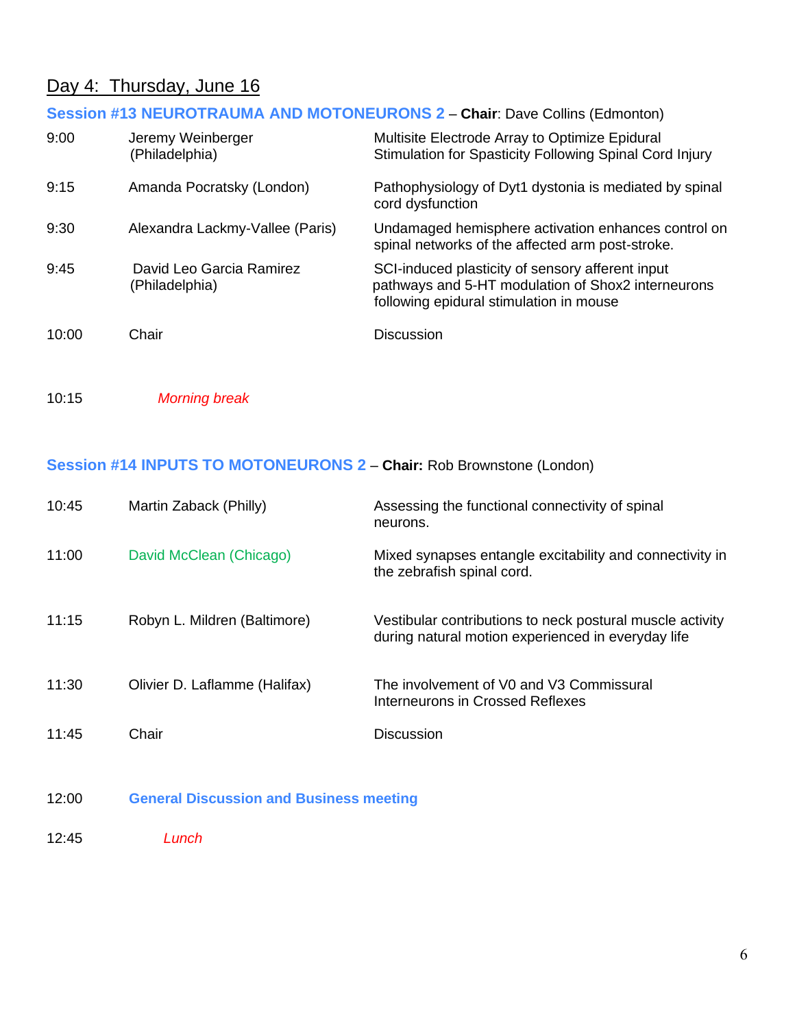## Day 4: Thursday, June 16

### Session #13 NEUROTRAUMA AND MOTONEURONS 2 – **Chair**: Dave Collins (Edmonton)

| | | |
|---|---|---|
| 9:00 | Jeremy Weinberger (Philadelphia) | Multisite Electrode Array to Optimize Epidural Stimulation for Spasticity Following Spinal Cord Injury |
| 9:15 | Amanda Pocratsky (London) | Pathophysiology of Dyt1 dystonia is mediated by spinal cord dysfunction |
| 9:30 | Alexandra Lackmy-Vallee (Paris) | Undamaged hemisphere activation enhances control on spinal networks of the affected arm post-stroke. |
| 9:45 | David Leo Garcia Ramirez (Philadelphia) | SCI-induced plasticity of sensory afferent input pathways and 5-HT modulation of Shox2 interneurons following epidural stimulation in mouse |
| 10:00 | Chair | Discussion |

10:15 *Morning break*

### Session #14 INPUTS TO MOTONEURONS 2 – **Chair:** Rob Brownstone (London)

| | | |
|---|---|---|
| 10:45 | Martin Zaback (Philly) | Assessing the functional connectivity of spinal neurons. |
| 11:00 | David McClean (Chicago) | Mixed synapses entangle excitability and connectivity in the zebrafish spinal cord. |
| 11:15 | Robyn L. Mildren (Baltimore) | Vestibular contributions to neck postural muscle activity during natural motion experienced in everyday life |
| 11:30 | Olivier D. Laflamme (Halifax) | The involvement of V0 and V3 Commissural Interneurons in Crossed Reflexes |
| 11:45 | Chair | Discussion |

12:00 **General Discussion and Business meeting**

12:45 *Lunch*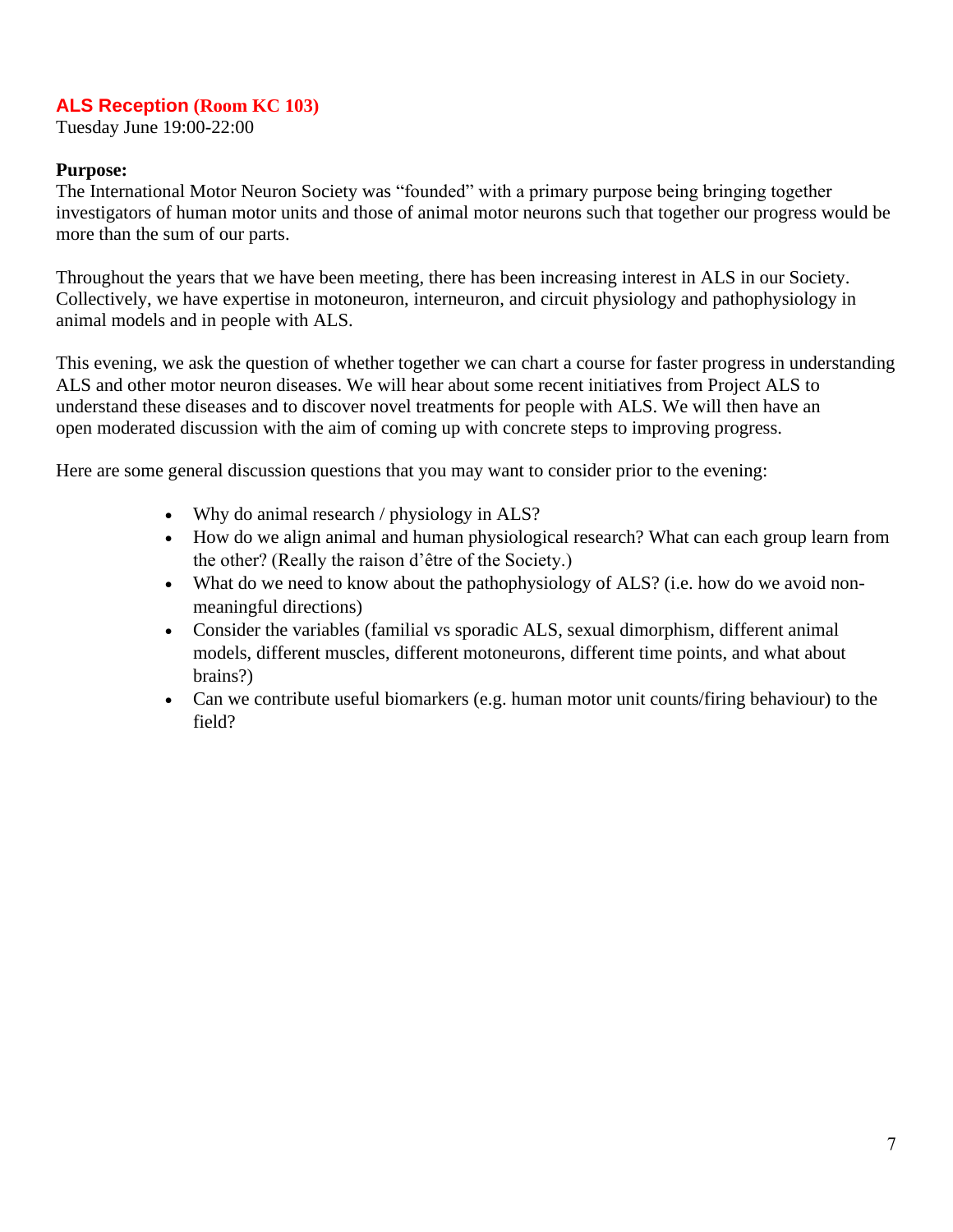## ALS Reception (Room KC 103)

Tuesday June 19:00-22:00

**Purpose:**

The International Motor Neuron Society was "founded" with a primary purpose being bringing together investigators of human motor units and those of animal motor neurons such that together our progress would be more than the sum of our parts.

Throughout the years that we have been meeting, there has been increasing interest in ALS in our Society. Collectively, we have expertise in motoneuron, interneuron, and circuit physiology and pathophysiology in animal models and in people with ALS.

This evening, we ask the question of whether together we can chart a course for faster progress in understanding ALS and other motor neuron diseases. We will hear about some recent initiatives from Project ALS to understand these diseases and to discover novel treatments for people with ALS. We will then have an open moderated discussion with the aim of coming up with concrete steps to improving progress.

Here are some general discussion questions that you may want to consider prior to the evening:

- Why do animal research / physiology in ALS?
- How do we align animal and human physiological research? What can each group learn from the other? (Really the raison d'être of the Society.)
- What do we need to know about the pathophysiology of ALS? (i.e. how do we avoid non-meaningful directions)
- Consider the variables (familial vs sporadic ALS, sexual dimorphism, different animal models, different muscles, different motoneurons, different time points, and what about brains?)
- Can we contribute useful biomarkers (e.g. human motor unit counts/firing behaviour) to the field?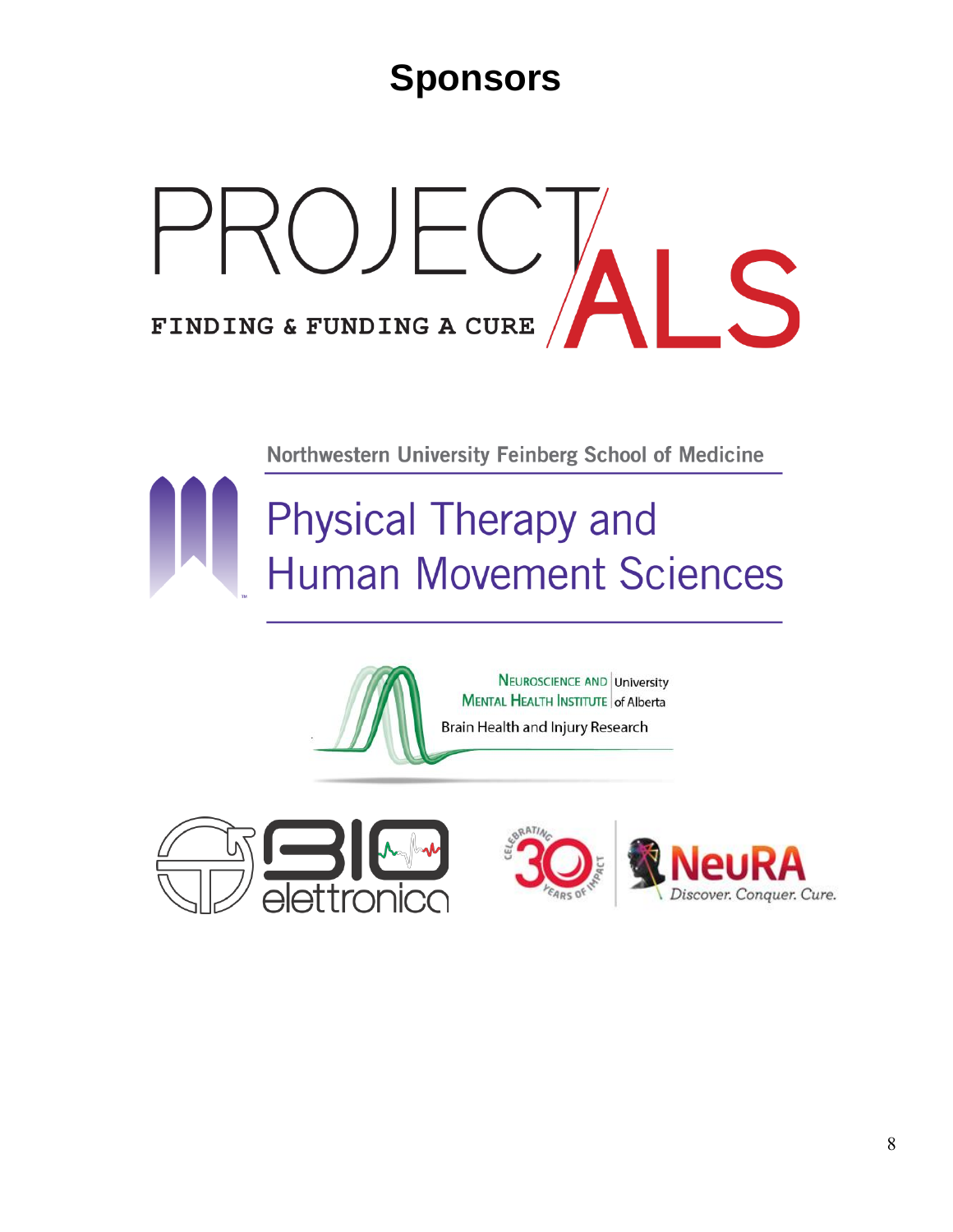# Sponsors

PROJECT ALS

FINDING & FUNDING A CURE

Northwestern University Feinberg School of Medicine

Physical Therapy and Human Movement Sciences

Neuroscience and Mental Health Institute | University of Alberta

Brain Health and Injury Research

BIO elettronica

Celebrating 30 Years of Impact

NeuRA

Discover. Conquer. Cure.